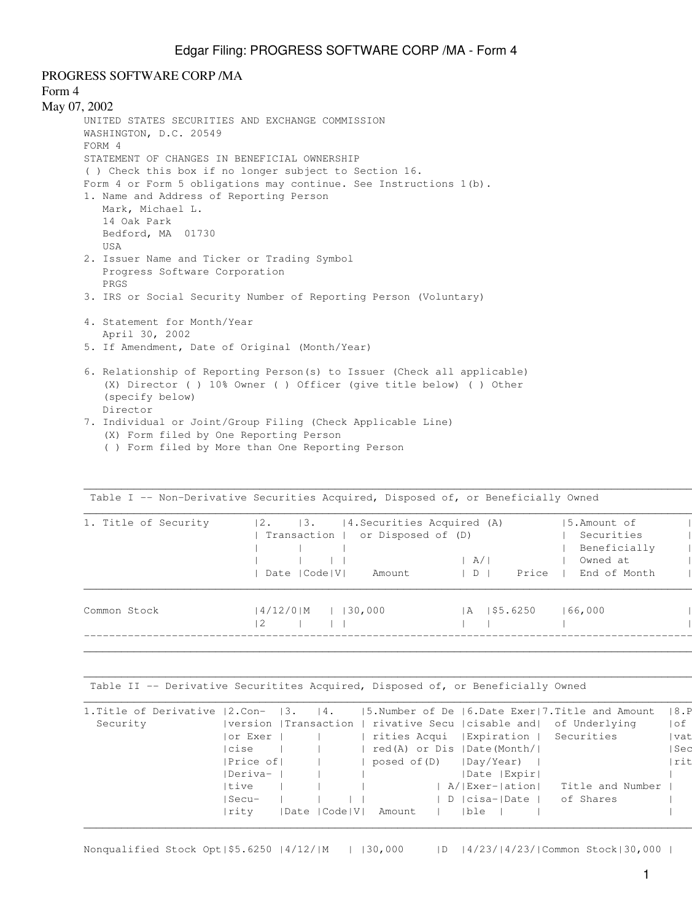PROGRESS SOFTWARE CORP /MA
Form 4
May 07, 2002

UNITED STATES SECURITIES AND EXCHANGE COMMISSION
WASHINGTON, D.C. 20549
FORM 4
STATEMENT OF CHANGES IN BENEFICIAL OWNERSHIP
( ) Check this box if no longer subject to Section 16.
Form 4 or Form 5 obligations may continue. See Instructions 1(b).

1. Name and Address of Reporting Person
   Mark, Michael L.
   14 Oak Park
   Bedford, MA 01730
   USA
2. Issuer Name and Ticker or Trading Symbol
   Progress Software Corporation
   PRGS
3. IRS or Social Security Number of Reporting Person (Voluntary)

4. Statement for Month/Year
   April 30, 2002
5. If Amendment, Date of Original (Month/Year)

6. Relationship of Reporting Person(s) to Issuer (Check all applicable)
   (X) Director ( ) 10% Owner ( ) Officer (give title below) ( ) Other (specify below)
   Director
7. Individual or Joint/Group Filing (Check Applicable Line)
   (X) Form filed by One Reporting Person
   ( ) Form filed by More than One Reporting Person

Table I -- Non-Derivative Securities Acquired, Disposed of, or Beneficially Owned

| 1. Title of Security | 2. Transaction Date | 3. Transaction Code | V | 4. Securities Acquired (A) or Disposed of (D) Amount | A/D | Price | 5. Amount of Securities Beneficially Owned at End of Month |
|---|---|---|---|---|---|---|---|
| Common Stock | 4/12/02 | M | | 30,000 | A | $5.6250 | 66,000 |

Table II -- Derivative Securitites Acquired, Disposed of, or Beneficially Owned

| 1. Title of Derivative Security | 2. Conversion or Exercise Price of Derivative Security | 3. Transaction Date | 4. Transaction Code | V | 5. Number of Derivative Securities Acquired (A) or Disposed of (D) Amount | A/D | 6. Date Exercisable and Expiration Date (Month/Day/Year) Date Exercisable | Expiration Date | 7. Title and Amount of Underlying Securities Title | Number of Shares | 8. P of Derivative Security |
|---|---|---|---|---|---|---|---|---|---|---|---|
| Nonqualified Stock Opt | $5.6250 | 4/12/ | M | | 30,000 | D | 4/23/ | 4/23/ | Common Stock | 30,000 | |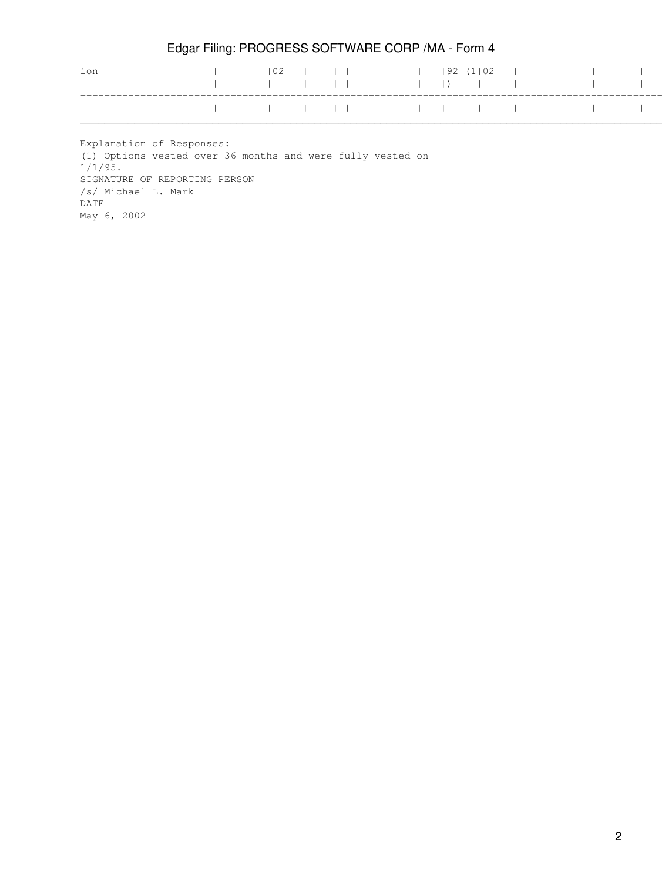| | | | | | | | | | | | |
|---|---|---|---|---|---|---|---|---|---|---|---|
| ion | | 02 | | | | | | 92 (1 | 02 | | | |
| | | | | | | | | ) | | | | |
| | | | | | | | | | | | | |

Explanation of Responses:
(1) Options vested over 36 months and were fully vested on 1/1/95.

SIGNATURE OF REPORTING PERSON
/s/ Michael L. Mark

DATE
May 6, 2002